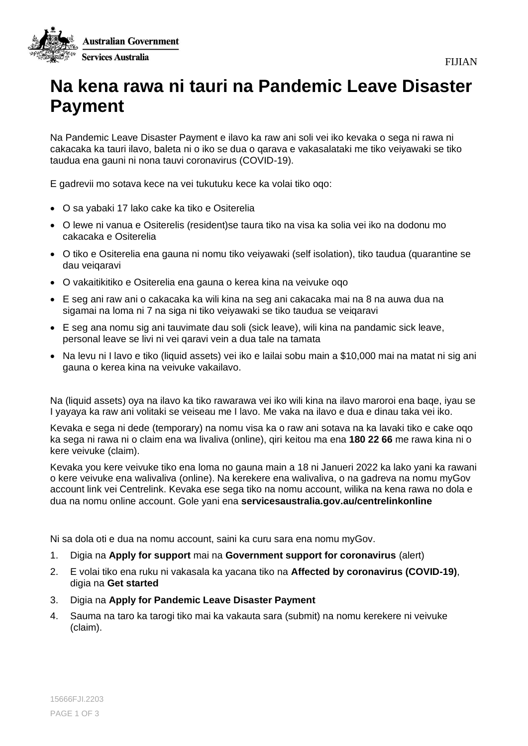FIJIAN

# Na kena rawa ni tauri na Pandemic Leave Disaster Payment

Na Pandemic Leave Disaster Payment e ilavo ka raw ani soli vei iko kevaka o sega ni rawa ni cakacaka ka tauri ilavo, baleta ni o iko se dua o qarava e vakasalataki me tiko veiyawaki se tiko taudua ena gauni ni nona tauvi coronavirus (COVID-19).

E gadrevii mo sotava kece na vei tukutuku kece ka volai tiko oqo:

- O sa yabaki 17 lako cake ka tiko e Ositerelia
- O lewe ni vanua e Ositerelis (resident)se taura tiko na visa ka solia vei iko na dodonu mo cakacaka e Ositerelia
- O tiko e Ositerelia ena gauna ni nomu tiko veiyawaki (self isolation), tiko taudua (quarantine se dau veiqaravi
- O vakaitikitiko e Ositerelia ena gauna o kerea kina na veivuke oqo
- E seg ani raw ani o cakacaka ka wili kina na seg ani cakacaka mai na 8 na auwa dua na sigamai na loma ni 7 na siga ni tiko veiyawaki se tiko taudua se veiqaravi
- E seg ana nomu sig ani tauvimate dau soli (sick leave), wili kina na pandamic sick leave, personal leave se livi ni vei qaravi vein a dua tale na tamata
- Na levu ni I lavo e tiko (liquid assets) vei iko e lailai sobu main a $10,000 mai na matat ni sig ani gauna o kerea kina na veivuke vakailavo.

Na (liquid assets) oya na ilavo ka tiko rawarawa vei iko wili kina na ilavo maroroi ena baqe, iyau se I yayaya ka raw ani volitaki se veiseau me I lavo. Me vaka na ilavo e dua e dinau taka vei iko.

Kevaka e sega ni dede (temporary) na nomu visa ka o raw ani sotava na ka lavaki tiko e cake oqo ka sega ni rawa ni o claim ena wa livaliva (online), qiri keitou ma ena **180 22 66** me rawa kina ni o kere veivuke (claim).

Kevaka you kere veivuke tiko ena loma no gauna main a 18 ni Janueri 2022 ka lako yani ka rawani o kere veivuke ena walivaliva (online). Na kerekere ena walivaliva, o na gadreva na nomu myGov account link vei Centrelink. Kevaka ese sega tiko na nomu account, wilika na kena rawa no dola e dua na nomu online account. Gole yani ena **servicesaustralia.gov.au/centrelinkonline**

Ni sa dola oti e dua na nomu account, saini ka curu sara ena nomu myGov.

1. Digia na **Apply for support** mai na **Government support for coronavirus** (alert)
2. E volai tiko ena ruku ni vakasala ka yacana tiko na **Affected by coronavirus (COVID-19)**, digia na **Get started**
3. Digia na **Apply for Pandemic Leave Disaster Payment**
4. Sauma na taro ka tarogi tiko mai ka vakauta sara (submit) na nomu kerekere ni veivuke (claim).

15666FJI.2203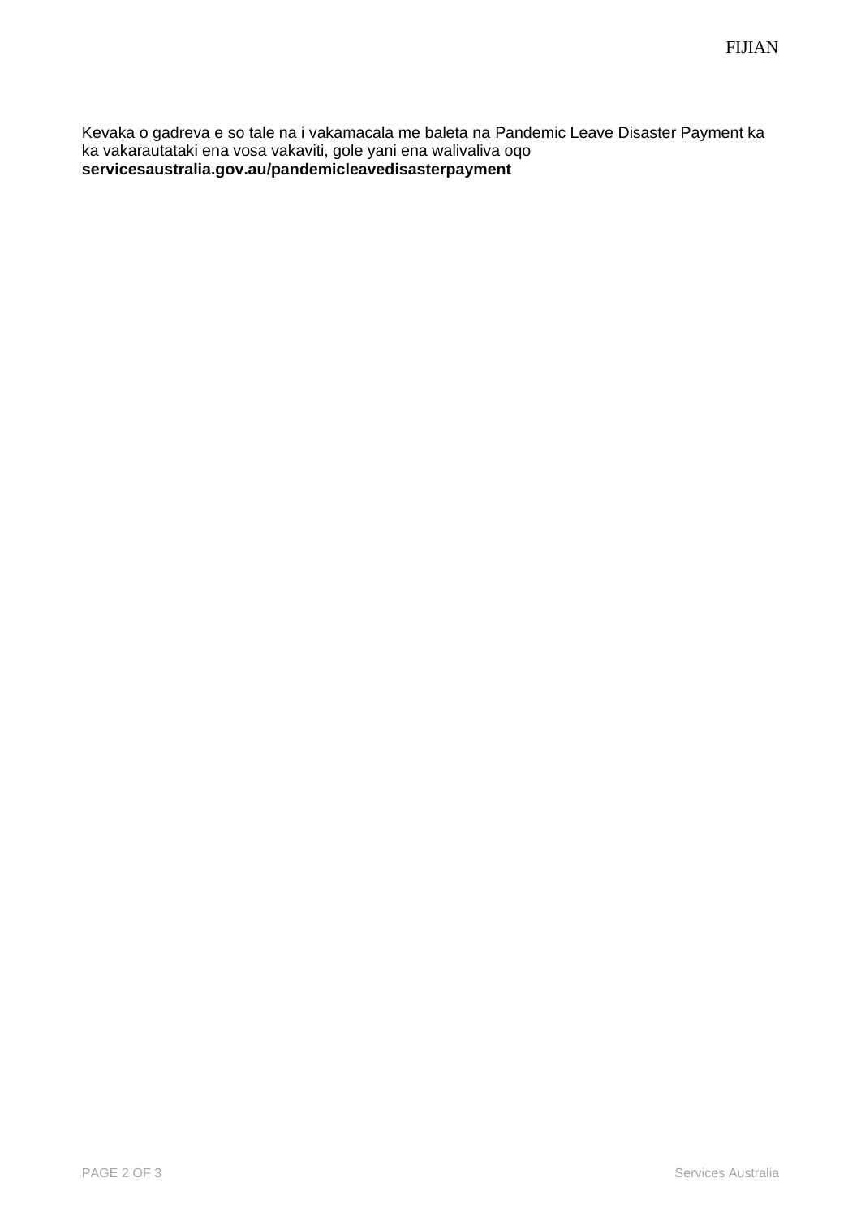Kevaka o gadreva e so tale na i vakamacala me baleta na Pandemic Leave Disaster Payment ka ka vakarautataki ena vosa vakaviti, gole yani ena walivaliva oqo **servicesaustralia.gov.au/pandemicleavedisasterpayment**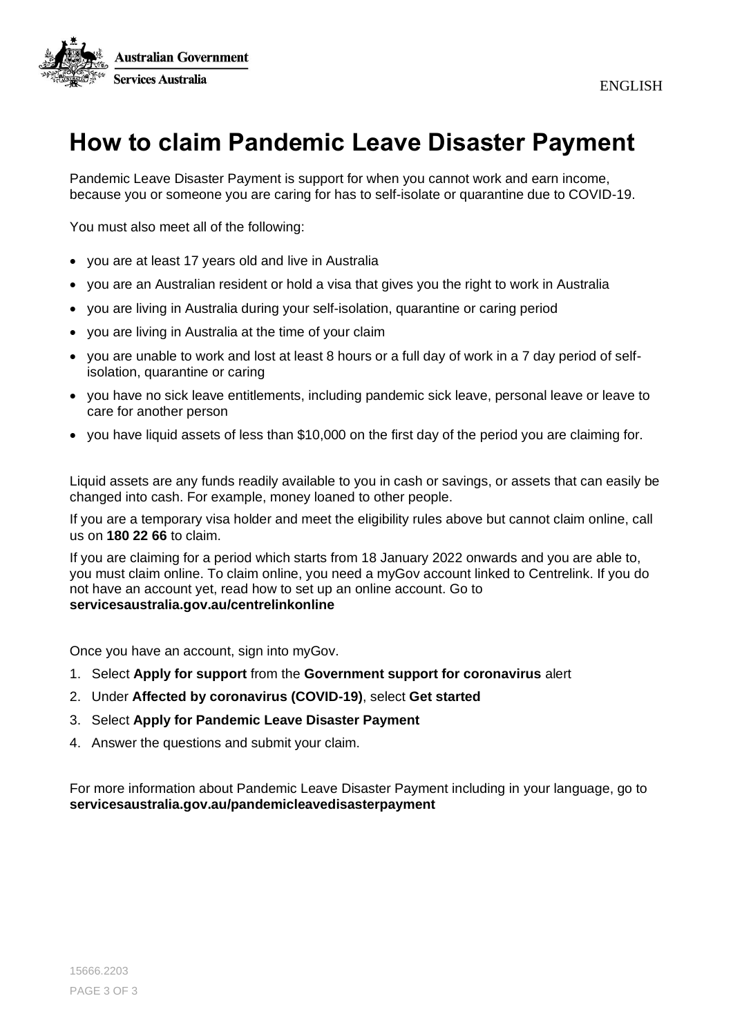Australian Government
Services Australia

ENGLISH

# How to claim Pandemic Leave Disaster Payment

Pandemic Leave Disaster Payment is support for when you cannot work and earn income, because you or someone you are caring for has to self-isolate or quarantine due to COVID-19.

You must also meet all of the following:

- you are at least 17 years old and live in Australia
- you are an Australian resident or hold a visa that gives you the right to work in Australia
- you are living in Australia during your self-isolation, quarantine or caring period
- you are living in Australia at the time of your claim
- you are unable to work and lost at least 8 hours or a full day of work in a 7 day period of self-isolation, quarantine or caring
- you have no sick leave entitlements, including pandemic sick leave, personal leave or leave to care for another person
- you have liquid assets of less than $10,000 on the first day of the period you are claiming for.

Liquid assets are any funds readily available to you in cash or savings, or assets that can easily be changed into cash. For example, money loaned to other people.

If you are a temporary visa holder and meet the eligibility rules above but cannot claim online, call us on **180 22 66** to claim.

If you are claiming for a period which starts from 18 January 2022 onwards and you are able to, you must claim online. To claim online, you need a myGov account linked to Centrelink. If you do not have an account yet, read how to set up an online account. Go to **servicesaustralia.gov.au/centrelinkonline**

Once you have an account, sign into myGov.

1. Select **Apply for support** from the **Government support for coronavirus** alert
2. Under **Affected by coronavirus (COVID-19)**, select **Get started**
3. Select **Apply for Pandemic Leave Disaster Payment**
4. Answer the questions and submit your claim.

For more information about Pandemic Leave Disaster Payment including in your language, go to **servicesaustralia.gov.au/pandemicleavedisasterpayment**

15666.2203